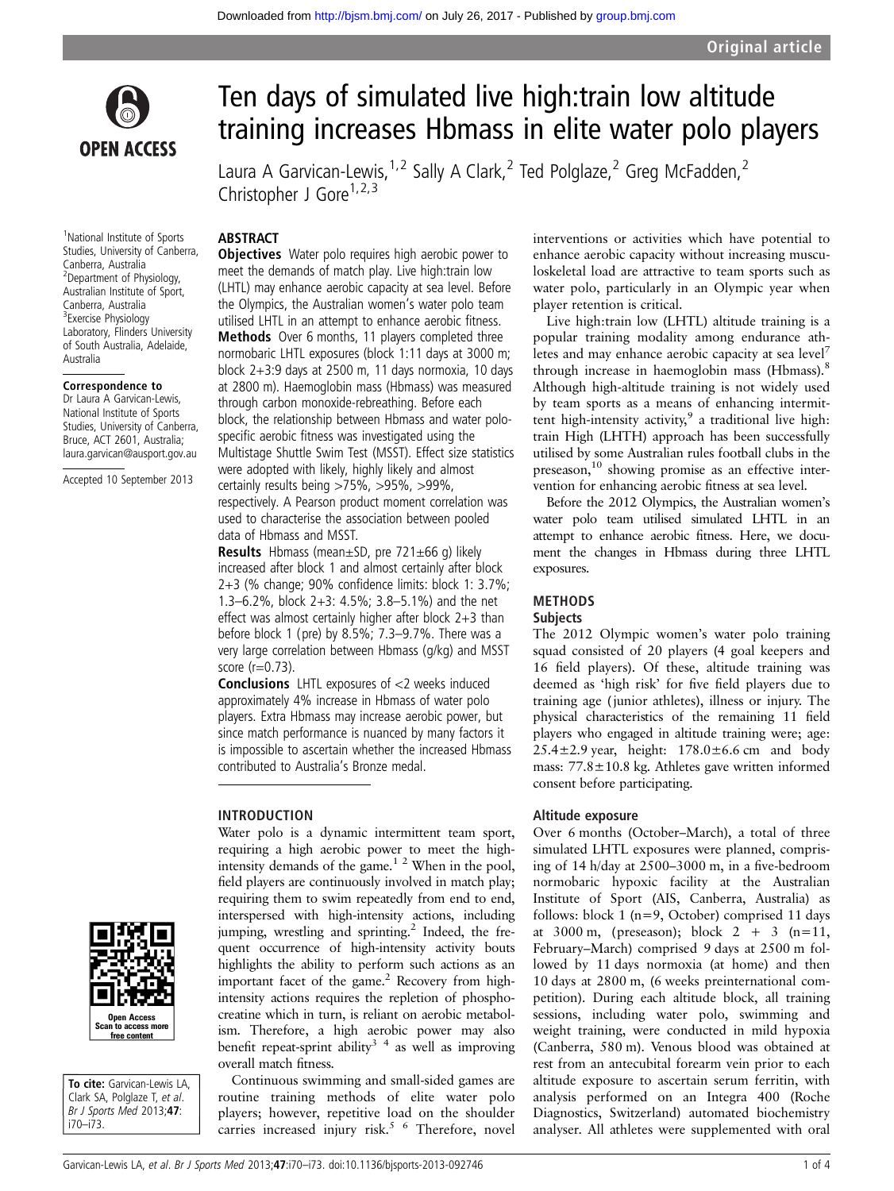# Ten days of simulated live high:train low altitude training increases Hbmass in elite water polo players

Laura A Garvican-Lewis,[1,2] Sally A Clark,[2] Ted Polglaze,[2] Greg McFadden,[2] Christopher J Gore[1,2,3]

[1]National Institute of Sports Studies, University of Canberra, Canberra, Australia
[2]Department of Physiology, Australian Institute of Sport, Canberra, Australia
[3]Exercise Physiology Laboratory, Flinders University of South Australia, Adelaide, Australia

**Correspondence to**
Dr Laura A Garvican-Lewis, National Institute of Sports Studies, University of Canberra, Bruce, ACT 2601, Australia; laura.garvican@ausport.gov.au

Accepted 10 September 2013

## ABSTRACT

**Objectives** Water polo requires high aerobic power to meet the demands of match play. Live high:train low (LHTL) may enhance aerobic capacity at sea level. Before the Olympics, the Australian women's water polo team utilised LHTL in an attempt to enhance aerobic fitness.

**Methods** Over 6 months, 11 players completed three normobaric LHTL exposures (block 1:11 days at 3000 m; block 2+3:9 days at 2500 m, 11 days normoxia, 10 days at 2800 m). Haemoglobin mass (Hbmass) was measured through carbon monoxide-rebreathing. Before each block, the relationship between Hbmass and water polo-specific aerobic fitness was investigated using the Multistage Shuttle Swim Test (MSST). Effect size statistics were adopted with likely, highly likely and almost certainly results being >75%, >95%, >99%, respectively. A Pearson product moment correlation was used to characterise the association between pooled data of Hbmass and MSST.

**Results** Hbmass (mean±SD, pre 721±66 g) likely increased after block 1 and almost certainly after block 2+3 (% change; 90% confidence limits: block 1: 3.7%; 1.3–6.2%, block 2+3: 4.5%; 3.8–5.1%) and the net effect was almost certainly higher after block 2+3 than before block 1 (pre) by 8.5%; 7.3–9.7%. There was a very large correlation between Hbmass (g/kg) and MSST score (r=0.73).

**Conclusions** LHTL exposures of <2 weeks induced approximately 4% increase in Hbmass of water polo players. Extra Hbmass may increase aerobic power, but since match performance is nuanced by many factors it is impossible to ascertain whether the increased Hbmass contributed to Australia's Bronze medal.

## INTRODUCTION

Water polo is a dynamic intermittent team sport, requiring a high aerobic power to meet the high-intensity demands of the game.[1,2] When in the pool, field players are continuously involved in match play; requiring them to swim repeatedly from end to end, interspersed with high-intensity actions, including jumping, wrestling and sprinting.[2] Indeed, the frequent occurrence of high-intensity activity bouts highlights the ability to perform such actions as an important facet of the game.[2] Recovery from high-intensity actions requires the repletion of phosphocreatine which in turn, is reliant on aerobic metabolism. Therefore, a high aerobic power may also benefit repeat-sprint ability[3,4] as well as improving overall match fitness.

Continuous swimming and small-sided games are routine training methods of elite water polo players; however, repetitive load on the shoulder carries increased injury risk.[5,6] Therefore, novel interventions or activities which have potential to enhance aerobic capacity without increasing musculoskeletal load are attractive to team sports such as water polo, particularly in an Olympic year when player retention is critical.

Live high:train low (LHTL) altitude training is a popular training modality among endurance athletes and may enhance aerobic capacity at sea level[7] through increase in haemoglobin mass (Hbmass).[8] Although high-altitude training is not widely used by team sports as a means of enhancing intermittent high-intensity activity,[9] a traditional live high: train High (LHTH) approach has been successfully utilised by some Australian rules football clubs in the preseason,[10] showing promise as an effective intervention for enhancing aerobic fitness at sea level.

Before the 2012 Olympics, the Australian women's water polo team utilised simulated LHTL in an attempt to enhance aerobic fitness. Here, we document the changes in Hbmass during three LHTL exposures.

## METHODS

### Subjects

The 2012 Olympic women's water polo training squad consisted of 20 players (4 goal keepers and 16 field players). Of these, altitude training was deemed as 'high risk' for five field players due to training age (junior athletes), illness or injury. The physical characteristics of the remaining 11 field players who engaged in altitude training were; age: 25.4±2.9 year, height: 178.0±6.6 cm and body mass: 77.8±10.8 kg. Athletes gave written informed consent before participating.

### Altitude exposure

Over 6 months (October–March), a total of three simulated LHTL exposures were planned, comprising of 14 h/day at 2500–3000 m, in a five-bedroom normobaric hypoxic facility at the Australian Institute of Sport (AIS, Canberra, Australia) as follows: block 1 (n=9, October) comprised 11 days at 3000 m, (preseason); block 2 + 3 (n=11, February–March) comprised 9 days at 2500 m followed by 11 days normoxia (at home) and then 10 days at 2800 m, (6 weeks preinternational competition). During each altitude block, all training sessions, including water polo, swimming and weight training, were conducted in mild hypoxia (Canberra, 580 m). Venous blood was obtained at rest from an antecubital forearm vein prior to each altitude exposure to ascertain serum ferritin, with analysis performed on an Integra 400 (Roche Diagnostics, Switzerland) automated biochemistry analyser. All athletes were supplemented with oral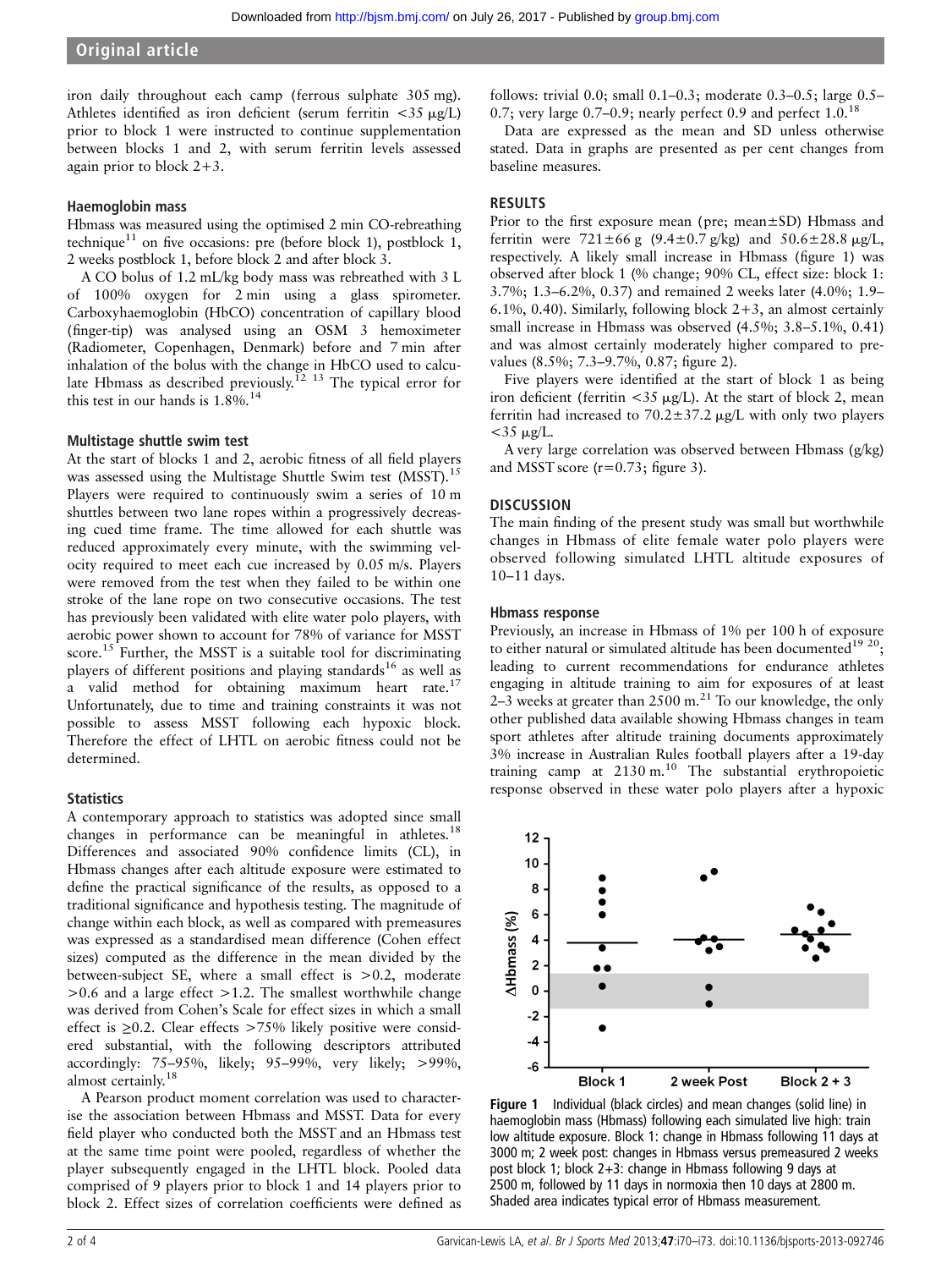iron daily throughout each camp (ferrous sulphate 305 mg). Athletes identified as iron deficient (serum ferritin <35 μg/L) prior to block 1 were instructed to continue supplementation between blocks 1 and 2, with serum ferritin levels assessed again prior to block 2+3.

### Haemoglobin mass

Hbmass was measured using the optimised 2 min CO-rebreathing technique[11] on five occasions: pre (before block 1), postblock 1, 2 weeks postblock 1, before block 2 and after block 3.

A CO bolus of 1.2 mL/kg body mass was rebreathed with 3 L of 100% oxygen for 2 min using a glass spirometer. Carboxyhaemoglobin (HbCO) concentration of capillary blood (finger-tip) was analysed using an OSM 3 hemoximeter (Radiometer, Copenhagen, Denmark) before and 7 min after inhalation of the bolus with the change in HbCO used to calculate Hbmass as described previously.[12 13] The typical error for this test in our hands is 1.8%.[14]

### Multistage shuttle swim test

At the start of blocks 1 and 2, aerobic fitness of all field players was assessed using the Multistage Shuttle Swim test (MSST).[15] Players were required to continuously swim a series of 10 m shuttles between two lane ropes within a progressively decreasing cued time frame. The time allowed for each shuttle was reduced approximately every minute, with the swimming velocity required to meet each cue increased by 0.05 m/s. Players were removed from the test when they failed to be within one stroke of the lane rope on two consecutive occasions. The test has previously been validated with elite water polo players, with aerobic power shown to account for 78% of variance for MSST score.[15] Further, the MSST is a suitable tool for discriminating players of different positions and playing standards[16] as well as a valid method for obtaining maximum heart rate.[17] Unfortunately, due to time and training constraints it was not possible to assess MSST following each hypoxic block. Therefore the effect of LHTL on aerobic fitness could not be determined.

### Statistics

A contemporary approach to statistics was adopted since small changes in performance can be meaningful in athletes.[18] Differences and associated 90% confidence limits (CL), in Hbmass changes after each altitude exposure were estimated to define the practical significance of the results, as opposed to a traditional significance and hypothesis testing. The magnitude of change within each block, as well as compared with premeasures was expressed as a standardised mean difference (Cohen effect sizes) computed as the difference in the mean divided by the between-subject SE, where a small effect is >0.2, moderate >0.6 and a large effect >1.2. The smallest worthwhile change was derived from Cohen's Scale for effect sizes in which a small effect is ≥0.2. Clear effects >75% likely positive were considered substantial, with the following descriptors attributed accordingly: 75–95%, likely; 95–99%, very likely; >99%, almost certainly.[18]

A Pearson product moment correlation was used to characterise the association between Hbmass and MSST. Data for every field player who conducted both the MSST and an Hbmass test at the same time point were pooled, regardless of whether the player subsequently engaged in the LHTL block. Pooled data comprised of 9 players prior to block 1 and 14 players prior to block 2. Effect sizes of correlation coefficients were defined as follows: trivial 0.0; small 0.1–0.3; moderate 0.3–0.5; large 0.5–0.7; very large 0.7–0.9; nearly perfect 0.9 and perfect 1.0.[18]

Data are expressed as the mean and SD unless otherwise stated. Data in graphs are presented as per cent changes from baseline measures.

## RESULTS

Prior to the first exposure mean (pre; mean±SD) Hbmass and ferritin were 721±66 g (9.4±0.7 g/kg) and 50.6±28.8 μg/L, respectively. A likely small increase in Hbmass (figure 1) was observed after block 1 (% change; 90% CL, effect size: block 1: 3.7%; 1.3–6.2%, 0.37) and remained 2 weeks later (4.0%; 1.9–6.1%, 0.40). Similarly, following block 2+3, an almost certainly small increase in Hbmass was observed (4.5%; 3.8–5.1%, 0.41) and was almost certainly moderately higher compared to pre-values (8.5%; 7.3–9.7%, 0.87; figure 2).

Five players were identified at the start of block 1 as being iron deficient (ferritin <35 μg/L). At the start of block 2, mean ferritin had increased to 70.2±37.2 μg/L with only two players <35 μg/L.

A very large correlation was observed between Hbmass (g/kg) and MSST score (r=0.73; figure 3).

## DISCUSSION

The main finding of the present study was small but worthwhile changes in Hbmass of elite female water polo players were observed following simulated LHTL altitude exposures of 10–11 days.

### Hbmass response

Previously, an increase in Hbmass of 1% per 100 h of exposure to either natural or simulated altitude has been documented[19 20]; leading to current recommendations for endurance athletes engaging in altitude training to aim for exposures of at least 2–3 weeks at greater than 2500 m.[21] To our knowledge, the only other published data available showing Hbmass changes in team sport athletes after altitude training documents approximately 3% increase in Australian Rules football players after a 19-day training camp at 2130 m.[10] The substantial erythropoietic response observed in these water polo players after a hypoxic

Figure 1 Individual (black circles) and mean changes (solid line) in haemoglobin mass (Hbmass) following each simulated live high: train low altitude exposure. Block 1: change in Hbmass following 11 days at 3000 m; 2 week post: changes in Hbmass versus premeasured 2 weeks post block 1; block 2+3: change in Hbmass following 9 days at 2500 m, followed by 11 days in normoxia then 10 days at 2800 m. Shaded area indicates typical error of Hbmass measurement.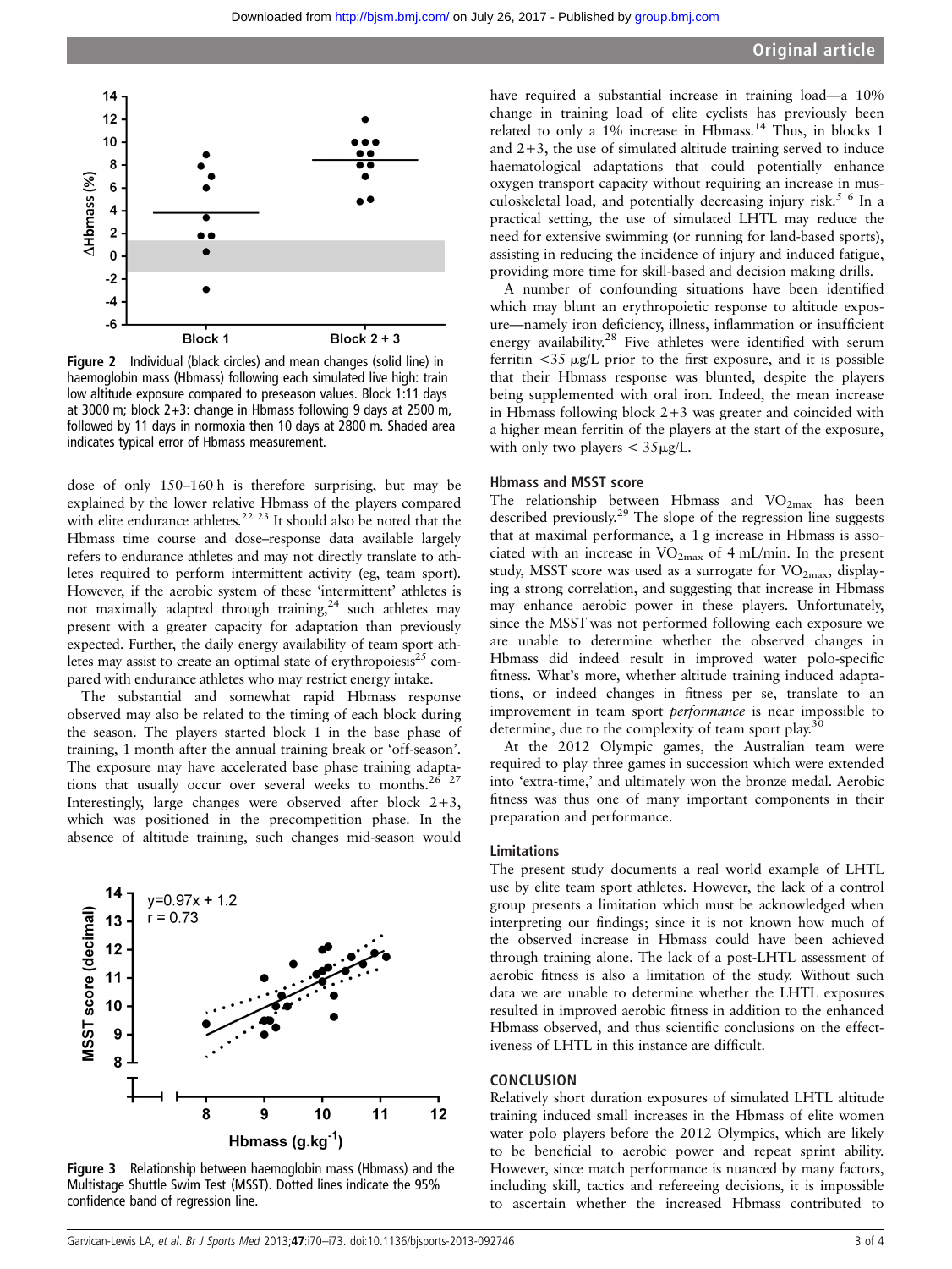Figure 2 Individual (black circles) and mean changes (solid line) in haemoglobin mass (Hbmass) following each simulated live high: train low altitude exposure compared to preseason values. Block 1:11 days at 3000 m; block 2+3: change in Hbmass following 9 days at 2500 m, followed by 11 days in normoxia then 10 days at 2800 m. Shaded area indicates typical error of Hbmass measurement.

dose of only 150–160 h is therefore surprising, but may be explained by the lower relative Hbmass of the players compared with elite endurance athletes.[22 23] It should also be noted that the Hbmass time course and dose–response data available largely refers to endurance athletes and may not directly translate to athletes required to perform intermittent activity (eg, team sport). However, if the aerobic system of these 'intermittent' athletes is not maximally adapted through training,[24] such athletes may present with a greater capacity for adaptation than previously expected. Further, the daily energy availability of team sport athletes may assist to create an optimal state of erythropoiesis[25] compared with endurance athletes who may restrict energy intake.

The substantial and somewhat rapid Hbmass response observed may also be related to the timing of each block during the season. The players started block 1 in the base phase of training, 1 month after the annual training break or 'off-season'. The exposure may have accelerated base phase training adaptations that usually occur over several weeks to months.[26 27] Interestingly, large changes were observed after block 2+3, which was positioned in the precompetition phase. In the absence of altitude training, such changes mid-season would have required a substantial increase in training load—a 10% change in training load of elite cyclists has previously been related to only a 1% increase in Hbmass.[14] Thus, in blocks 1 and 2+3, the use of simulated altitude training served to induce haematological adaptations that could potentially enhance oxygen transport capacity without requiring an increase in musculoskeletal load, and potentially decreasing injury risk.[5 6] In a practical setting, the use of simulated LHTL may reduce the need for extensive swimming (or running for land-based sports), assisting in reducing the incidence of injury and induced fatigue, providing more time for skill-based and decision making drills.

A number of confounding situations have been identified which may blunt an erythropoietic response to altitude exposure—namely iron deficiency, illness, inflammation or insufficient energy availability.[28] Five athletes were identified with serum ferritin <35 μg/L prior to the first exposure, and it is possible that their Hbmass response was blunted, despite the players being supplemented with oral iron. Indeed, the mean increase in Hbmass following block 2+3 was greater and coincided with a higher mean ferritin of the players at the start of the exposure, with only two players < 35μg/L.

Figure 3 Relationship between haemoglobin mass (Hbmass) and the Multistage Shuttle Swim Test (MSST). Dotted lines indicate the 95% confidence band of regression line.

### Hbmass and MSST score

The relationship between Hbmass and $VO_{2max}$ has been described previously.[29] The slope of the regression line suggests that at maximal performance, a 1 g increase in Hbmass is associated with an increase in $VO_{2max}$ of 4 mL/min. In the present study, MSST score was used as a surrogate for $VO_{2max}$, displaying a strong correlation, and suggesting that increase in Hbmass may enhance aerobic power in these players. Unfortunately, since the MSST was not performed following each exposure we are unable to determine whether the observed changes in Hbmass did indeed result in improved water polo-specific fitness. What's more, whether altitude training induced adaptations, or indeed changes in fitness per se, translate to an improvement in team sport *performance* is near impossible to determine, due to the complexity of team sport play.[30]

At the 2012 Olympic games, the Australian team were required to play three games in succession which were extended into 'extra-time,' and ultimately won the bronze medal. Aerobic fitness was thus one of many important components in their preparation and performance.

### Limitations

The present study documents a real world example of LHTL use by elite team sport athletes. However, the lack of a control group presents a limitation which must be acknowledged when interpreting our findings; since it is not known how much of the observed increase in Hbmass could have been achieved through training alone. The lack of a post-LHTL assessment of aerobic fitness is also a limitation of the study. Without such data we are unable to determine whether the LHTL exposures resulted in improved aerobic fitness in addition to the enhanced Hbmass observed, and thus scientific conclusions on the effectiveness of LHTL in this instance are difficult.

## CONCLUSION

Relatively short duration exposures of simulated LHTL altitude training induced small increases in the Hbmass of elite women water polo players before the 2012 Olympics, which are likely to be beneficial to aerobic power and repeat sprint ability. However, since match performance is nuanced by many factors, including skill, tactics and refereeing decisions, it is impossible to ascertain whether the increased Hbmass contributed to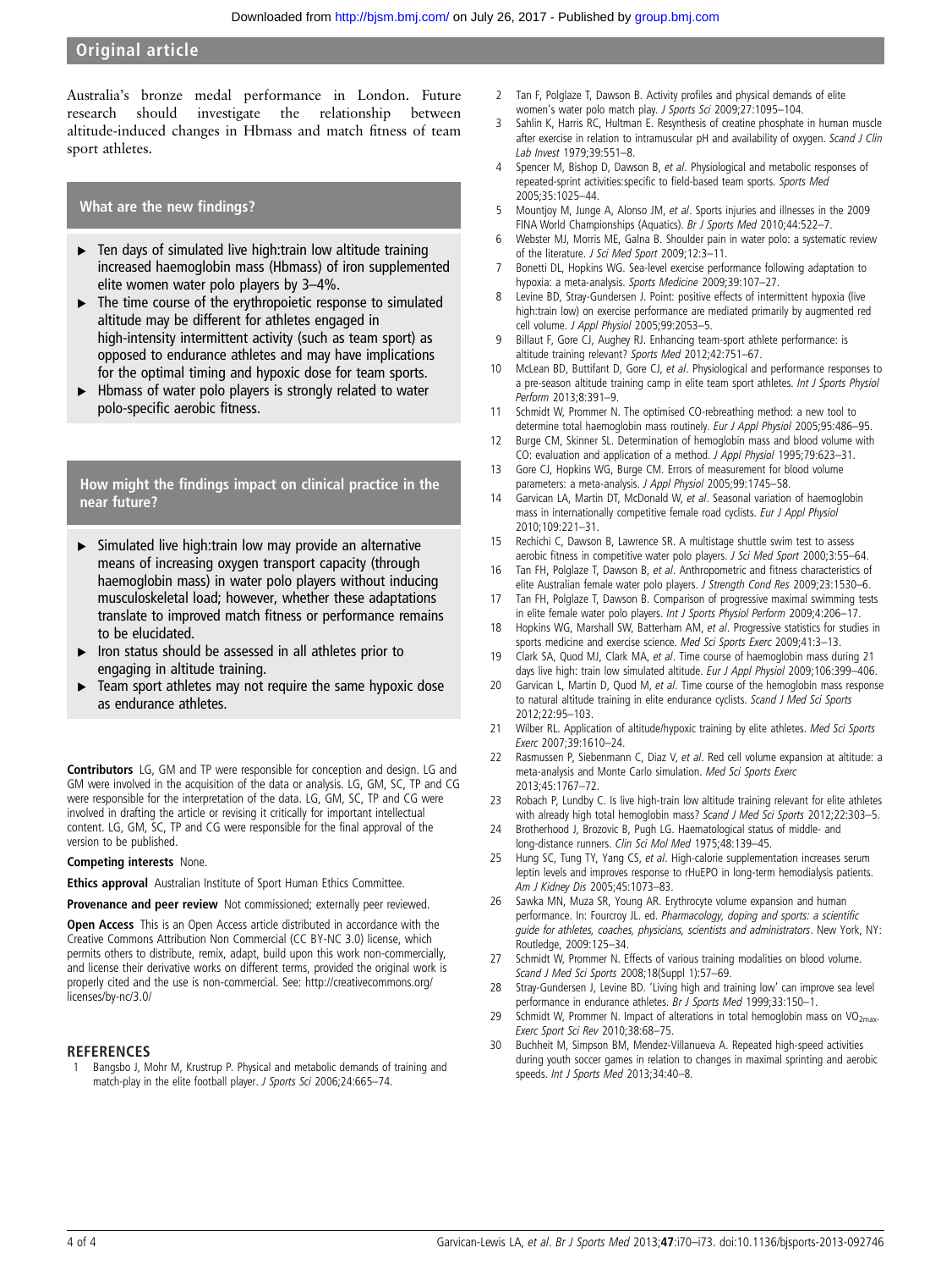Australia's bronze medal performance in London. Future research should investigate the relationship between altitude-induced changes in Hbmass and match fitness of team sport athletes.

### What are the new findings?

- Ten days of simulated live high:train low altitude training increased haemoglobin mass (Hbmass) of iron supplemented elite women water polo players by 3–4%.
- The time course of the erythropoietic response to simulated altitude may be different for athletes engaged in high-intensity intermittent activity (such as team sport) as opposed to endurance athletes and may have implications for the optimal timing and hypoxic dose for team sports.
- Hbmass of water polo players is strongly related to water polo-specific aerobic fitness.

### How might the findings impact on clinical practice in the near future?

- Simulated live high:train low may provide an alternative means of increasing oxygen transport capacity (through haemoglobin mass) in water polo players without inducing musculoskeletal load; however, whether these adaptations translate to improved match fitness or performance remains to be elucidated.
- Iron status should be assessed in all athletes prior to engaging in altitude training.
- Team sport athletes may not require the same hypoxic dose as endurance athletes.

**Contributors** LG, GM and TP were responsible for conception and design. LG and GM were involved in the acquisition of the data or analysis. LG, GM, SC, TP and CG were responsible for the interpretation of the data. LG, GM, SC, TP and CG were involved in drafting the article or revising it critically for important intellectual content. LG, GM, SC, TP and CG were responsible for the final approval of the version to be published.

**Competing interests** None.

**Ethics approval** Australian Institute of Sport Human Ethics Committee.

**Provenance and peer review** Not commissioned; externally peer reviewed.

**Open Access** This is an Open Access article distributed in accordance with the Creative Commons Attribution Non Commercial (CC BY-NC 3.0) license, which permits others to distribute, remix, adapt, build upon this work non-commercially, and license their derivative works on different terms, provided the original work is properly cited and the use is non-commercial. See: http://creativecommons.org/licenses/by-nc/3.0/

## REFERENCES

1. Bangsbo J, Mohr M, Krustrup P. Physical and metabolic demands of training and match-play in the elite football player. *J Sports Sci* 2006;24:665–74.
2. Tan F, Polglaze T, Dawson B. Activity profiles and physical demands of elite women's water polo match play. *J Sports Sci* 2009;27:1095–104.
3. Sahlin K, Harris RC, Hultman E. Resynthesis of creatine phosphate in human muscle after exercise in relation to intramuscular pH and availability of oxygen. *Scand J Clin Lab Invest* 1979;39:551–8.
4. Spencer M, Bishop D, Dawson B, *et al*. Physiological and metabolic responses of repeated-sprint activities:specific to field-based team sports. *Sports Med* 2005;35:1025–44.
5. Mountjoy M, Junge A, Alonso JM, *et al*. Sports injuries and illnesses in the 2009 FINA World Championships (Aquatics). *Br J Sports Med* 2010;44:522–7.
6. Webster MJ, Morris ME, Galna B. Shoulder pain in water polo: a systematic review of the literature. *J Sci Med Sport* 2009;12:3–11.
7. Bonetti DL, Hopkins WG. Sea-level exercise performance following adaptation to hypoxia: a meta-analysis. *Sports Medicine* 2009;39:107–27.
8. Levine BD, Stray-Gundersen J. Point: positive effects of intermittent hypoxia (live high:train low) on exercise performance are mediated primarily by augmented red cell volume. *J Appl Physiol* 2005;99:2053–5.
9. Billaut F, Gore CJ, Aughey RJ. Enhancing team-sport athlete performance: is altitude training relevant? *Sports Med* 2012;42:751–67.
10. McLean BD, Buttifant D, Gore CJ, *et al*. Physiological and performance responses to a pre-season altitude training camp in elite team sport athletes. *Int J Sports Physiol Perform* 2013;8:391–9.
11. Schmidt W, Prommer N. The optimised CO-rebreathing method: a new tool to determine total haemoglobin mass routinely. *Eur J Appl Physiol* 2005;95:486–95.
12. Burge CM, Skinner SL. Determination of hemoglobin mass and blood volume with CO: evaluation and application of a method. *J Appl Physiol* 1995;79:623–31.
13. Gore CJ, Hopkins WG, Burge CM. Errors of measurement for blood volume parameters: a meta-analysis. *J Appl Physiol* 2005;99:1745–58.
14. Garvican LA, Martin DT, McDonald W, *et al*. Seasonal variation of haemoglobin mass in internationally competitive female road cyclists. *Eur J Appl Physiol* 2010;109:221–31.
15. Rechichi C, Dawson B, Lawrence SR. A multistage shuttle swim test to assess aerobic fitness in competitive water polo players. *J Sci Med Sport* 2000;3:55–64.
16. Tan FH, Polglaze T, Dawson B, *et al*. Anthropometric and fitness characteristics of elite Australian female water polo players. *J Strength Cond Res* 2009;23:1530–6.
17. Tan FH, Polglaze T, Dawson B. Comparison of progressive maximal swimming tests in elite female water polo players. *Int J Sports Physiol Perform* 2009;4:206–17.
18. Hopkins WG, Marshall SW, Batterham AM, *et al*. Progressive statistics for studies in sports medicine and exercise science. *Med Sci Sports Exerc* 2009;41:3–13.
19. Clark SA, Quod MJ, Clark MA, *et al*. Time course of haemoglobin mass during 21 days live high: train low simulated altitude. *Eur J Appl Physiol* 2009;106:399–406.
20. Garvican L, Martin D, Quod M, *et al*. Time course of the hemoglobin mass response to natural altitude training in elite endurance cyclists. *Scand J Med Sci Sports* 2012;22:95–103.
21. Wilber RL. Application of altitude/hypoxic training by elite athletes. *Med Sci Sports Exerc* 2007;39:1610–24.
22. Rasmussen P, Siebenmann C, Diaz V, *et al*. Red cell volume expansion at altitude: a meta-analysis and Monte Carlo simulation. *Med Sci Sports Exerc* 2013;45:1767–72.
23. Robach P, Lundby C. Is live high-train low altitude training relevant for elite athletes with already high total hemoglobin mass? *Scand J Med Sci Sports* 2012;22:303–5.
24. Brotherhood J, Brozovic B, Pugh LG. Haematological status of middle- and long-distance runners. *Clin Sci Mol Med* 1975;48:139–45.
25. Hung SC, Tung TY, Yang CS, *et al*. High-calorie supplementation increases serum leptin levels and improves response to rHuEPO in long-term hemodialysis patients. *Am J Kidney Dis* 2005;45:1073–83.
26. Sawka MN, Muza SR, Young AR. Erythrocyte volume expansion and human performance. In: Fourcroy JL. ed. *Pharmacology, doping and sports: a scientific guide for athletes, coaches, physicians, scientists and administrators*. New York, NY: Routledge, 2009:125–34.
27. Schmidt W, Prommer N. Effects of various training modalities on blood volume. *Scand J Med Sci Sports* 2008;18(Suppl 1):57–69.
28. Stray-Gundersen J, Levine BD. 'Living high and training low' can improve sea level performance in endurance athletes. *Br J Sports Med* 1999;33:150–1.
29. Schmidt W, Prommer N. Impact of alterations in total hemoglobin mass on $VO_{2max}$. *Exerc Sport Sci Rev* 2010;38:68–75.
30. Buchheit M, Simpson BM, Mendez-Villanueva A. Repeated high-speed activities during youth soccer games in relation to changes in maximal sprinting and aerobic speeds. *Int J Sports Med* 2013;34:40–8.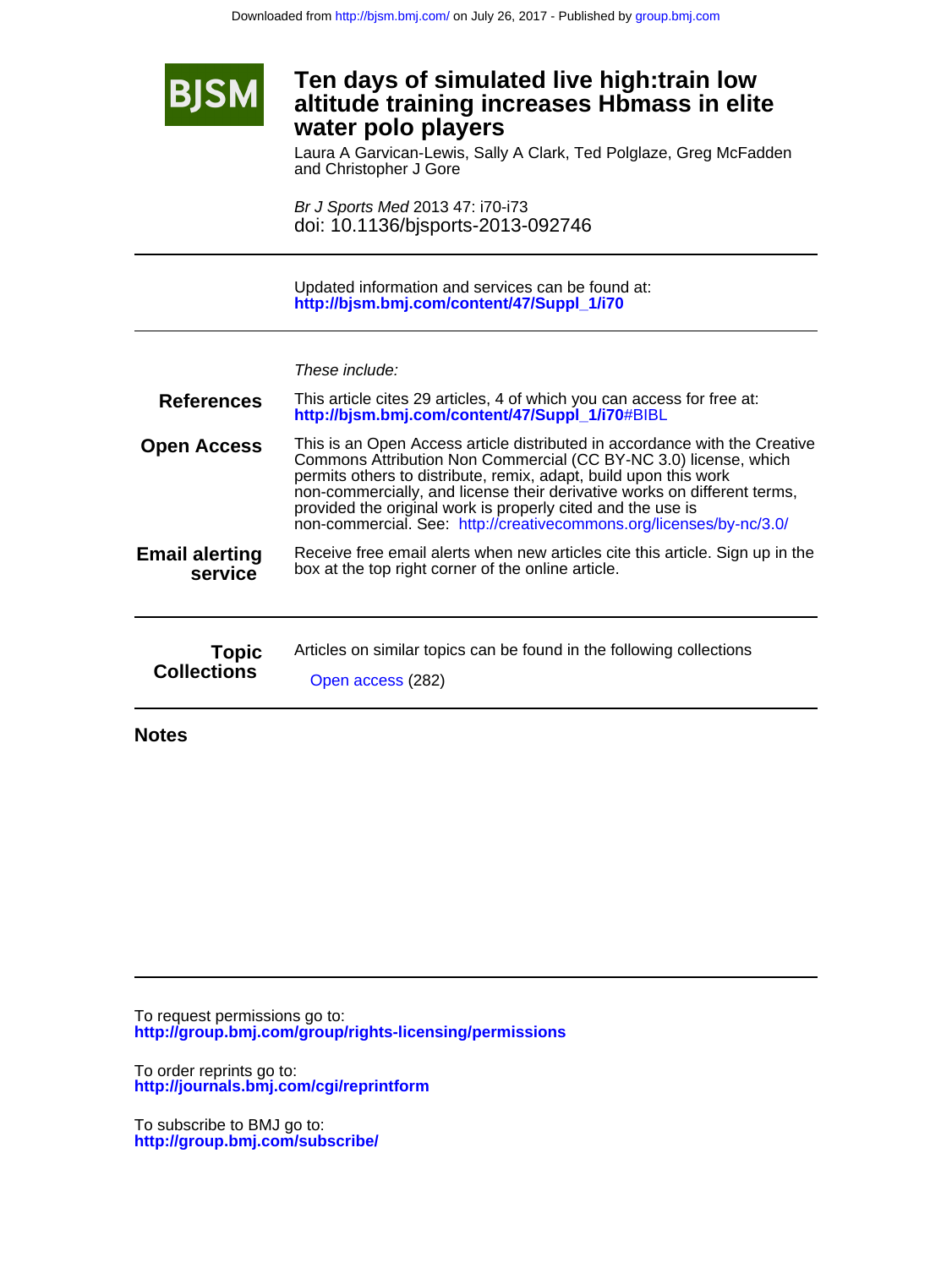Downloaded from http://bjsm.bmj.com/ on July 26, 2017 - Published by group.bmj.com

BJSM

# Ten days of simulated live high:train low altitude training increases Hbmass in elite water polo players

Laura A Garvican-Lewis, Sally A Clark, Ted Polglaze, Greg McFadden and Christopher J Gore

*Br J Sports Med* 2013 47: i70-i73
doi: 10.1136/bjsports-2013-092746

Updated information and services can be found at:
**http://bjsm.bmj.com/content/47/Suppl_1/i70**

*These include:*

**References**

This article cites 29 articles, 4 of which you can access for free at:
**http://bjsm.bmj.com/content/47/Suppl_1/i70**#BIBL

**Open Access**

This is an Open Access article distributed in accordance with the Creative Commons Attribution Non Commercial (CC BY-NC 3.0) license, which permits others to distribute, remix, adapt, build upon this work non-commercially, and license their derivative works on different terms, provided the original work is properly cited and the use is non-commercial. See: http://creativecommons.org/licenses/by-nc/3.0/

**Email alerting service**

Receive free email alerts when new articles cite this article. Sign up in the box at the top right corner of the online article.

**Topic Collections**

Articles on similar topics can be found in the following collections

Open access (282)

## Notes

To request permissions go to:
**http://group.bmj.com/group/rights-licensing/permissions**

To order reprints go to:
**http://journals.bmj.com/cgi/reprintform**

To subscribe to BMJ go to:
**http://group.bmj.com/subscribe/**